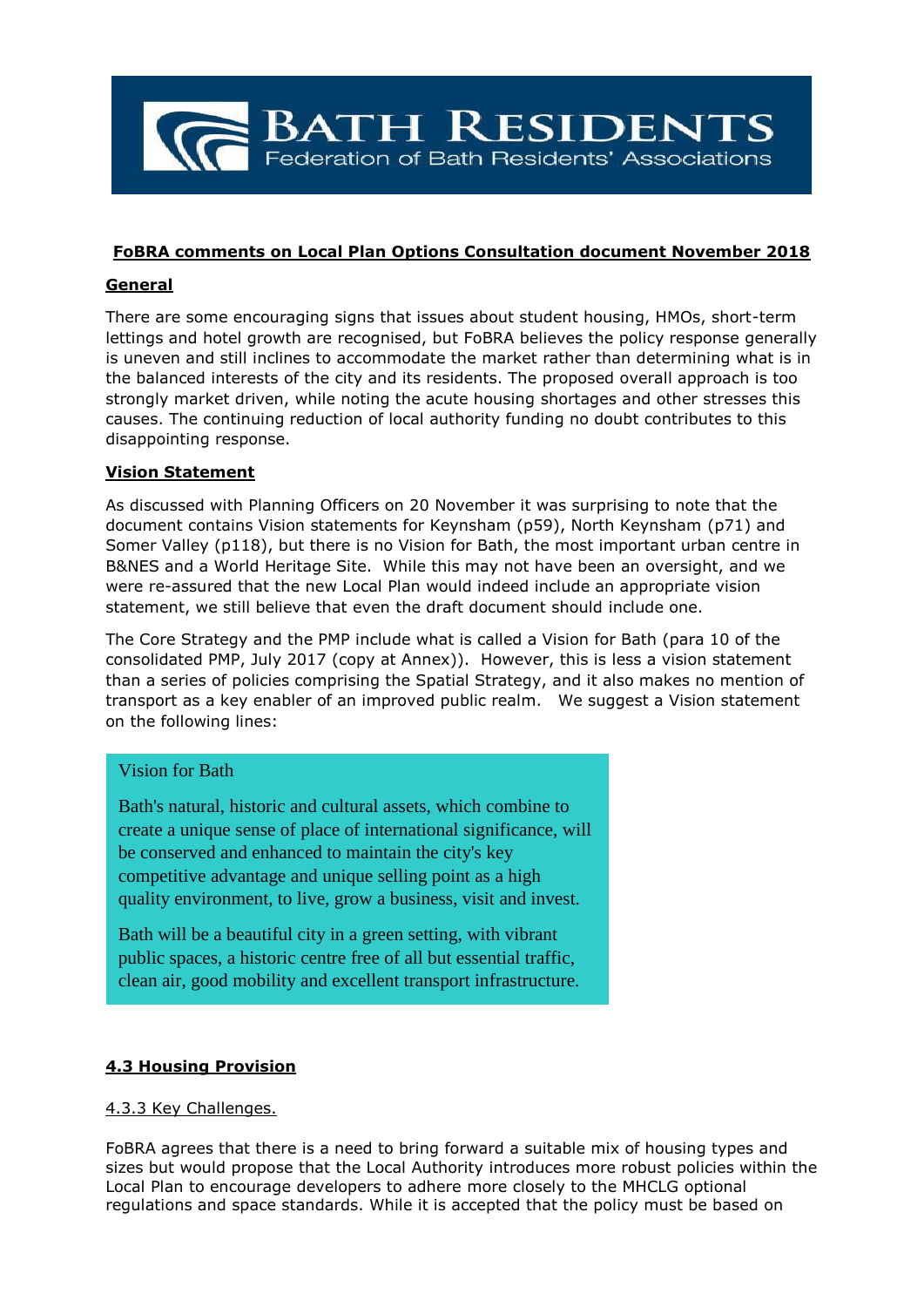**BATH RESIDENTS**
Federation of Bath Residents' Associations

## FoBRA comments on Local Plan Options Consultation document November 2018

### General

There are some encouraging signs that issues about student housing, HMOs, short-term lettings and hotel growth are recognised, but FoBRA believes the policy response generally is uneven and still inclines to accommodate the market rather than determining what is in the balanced interests of the city and its residents. The proposed overall approach is too strongly market driven, while noting the acute housing shortages and other stresses this causes. The continuing reduction of local authority funding no doubt contributes to this disappointing response.

### Vision Statement

As discussed with Planning Officers on 20 November it was surprising to note that the document contains Vision statements for Keynsham (p59), North Keynsham (p71) and Somer Valley (p118), but there is no Vision for Bath, the most important urban centre in B&NES and a World Heritage Site. While this may not have been an oversight, and we were re-assured that the new Local Plan would indeed include an appropriate vision statement, we still believe that even the draft document should include one.

The Core Strategy and the PMP include what is called a Vision for Bath (para 10 of the consolidated PMP, July 2017 (copy at Annex)). However, this is less a vision statement than a series of policies comprising the Spatial Strategy, and it also makes no mention of transport as a key enabler of an improved public realm. We suggest a Vision statement on the following lines:

> Vision for Bath
>
> Bath's natural, historic and cultural assets, which combine to create a unique sense of place of international significance, will be conserved and enhanced to maintain the city's key competitive advantage and unique selling point as a high quality environment, to live, grow a business, visit and invest.
>
> Bath will be a beautiful city in a green setting, with vibrant public spaces, a historic centre free of all but essential traffic, clean air, good mobility and excellent transport infrastructure.

### 4.3 Housing Provision

4.3.3 Key Challenges.

FoBRA agrees that there is a need to bring forward a suitable mix of housing types and sizes but would propose that the Local Authority introduces more robust policies within the Local Plan to encourage developers to adhere more closely to the MHCLG optional regulations and space standards. While it is accepted that the policy must be based on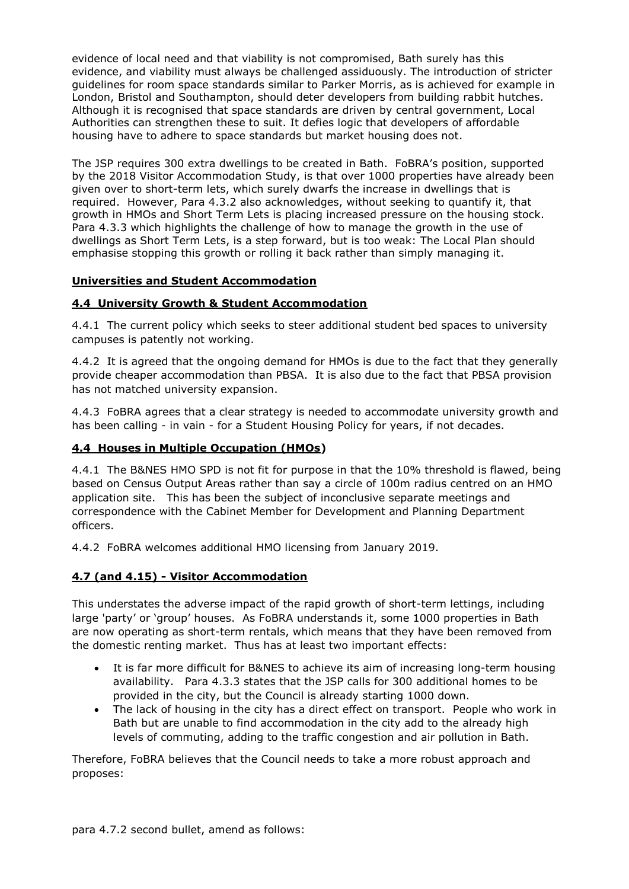evidence of local need and that viability is not compromised, Bath surely has this evidence, and viability must always be challenged assiduously. The introduction of stricter guidelines for room space standards similar to Parker Morris, as is achieved for example in London, Bristol and Southampton, should deter developers from building rabbit hutches. Although it is recognised that space standards are driven by central government, Local Authorities can strengthen these to suit. It defies logic that developers of affordable housing have to adhere to space standards but market housing does not.

The JSP requires 300 extra dwellings to be created in Bath. FoBRA's position, supported by the 2018 Visitor Accommodation Study, is that over 1000 properties have already been given over to short-term lets, which surely dwarfs the increase in dwellings that is required. However, Para 4.3.2 also acknowledges, without seeking to quantify it, that growth in HMOs and Short Term Lets is placing increased pressure on the housing stock. Para 4.3.3 which highlights the challenge of how to manage the growth in the use of dwellings as Short Term Lets, is a step forward, but is too weak: The Local Plan should emphasise stopping this growth or rolling it back rather than simply managing it.

**Universities and Student Accommodation**

**4.4 University Growth & Student Accommodation**

4.4.1 The current policy which seeks to steer additional student bed spaces to university campuses is patently not working.

4.4.2 It is agreed that the ongoing demand for HMOs is due to the fact that they generally provide cheaper accommodation than PBSA. It is also due to the fact that PBSA provision has not matched university expansion.

4.4.3 FoBRA agrees that a clear strategy is needed to accommodate university growth and has been calling - in vain - for a Student Housing Policy for years, if not decades.

**4.4 Houses in Multiple Occupation (HMOs)**

4.4.1 The B&NES HMO SPD is not fit for purpose in that the 10% threshold is flawed, being based on Census Output Areas rather than say a circle of 100m radius centred on an HMO application site. This has been the subject of inconclusive separate meetings and correspondence with the Cabinet Member for Development and Planning Department officers.

4.4.2 FoBRA welcomes additional HMO licensing from January 2019.

**4.7 (and 4.15) - Visitor Accommodation**

This understates the adverse impact of the rapid growth of short-term lettings, including large 'party' or 'group' houses. As FoBRA understands it, some 1000 properties in Bath are now operating as short-term rentals, which means that they have been removed from the domestic renting market. Thus has at least two important effects:

- It is far more difficult for B&NES to achieve its aim of increasing long-term housing availability. Para 4.3.3 states that the JSP calls for 300 additional homes to be provided in the city, but the Council is already starting 1000 down.
- The lack of housing in the city has a direct effect on transport. People who work in Bath but are unable to find accommodation in the city add to the already high levels of commuting, adding to the traffic congestion and air pollution in Bath.

Therefore, FoBRA believes that the Council needs to take a more robust approach and proposes:

para 4.7.2 second bullet, amend as follows: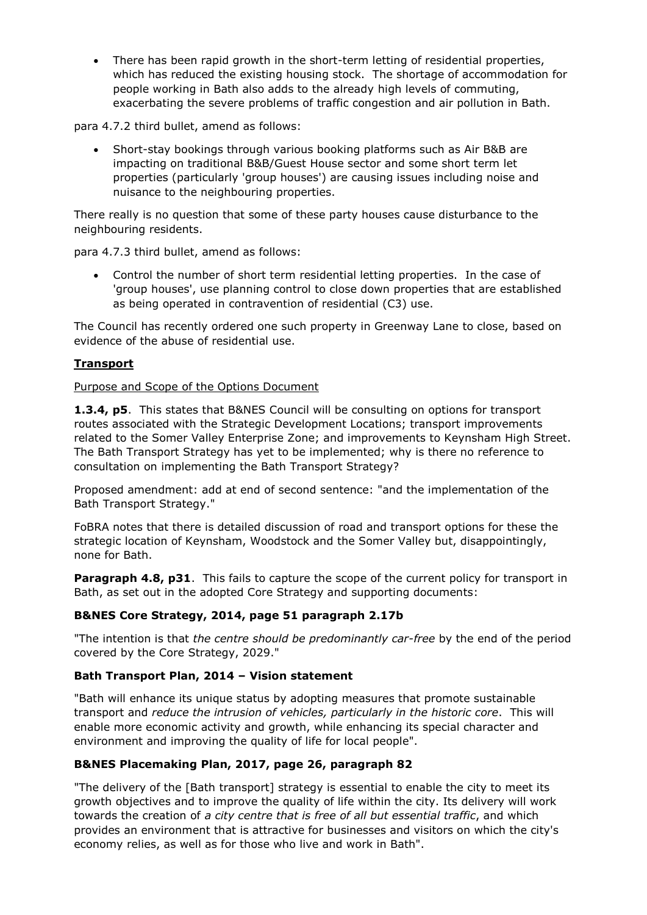- There has been rapid growth in the short-term letting of residential properties, which has reduced the existing housing stock. The shortage of accommodation for people working in Bath also adds to the already high levels of commuting, exacerbating the severe problems of traffic congestion and air pollution in Bath.

para 4.7.2 third bullet, amend as follows:

- Short-stay bookings through various booking platforms such as Air B&B are impacting on traditional B&B/Guest House sector and some short term let properties (particularly 'group houses') are causing issues including noise and nuisance to the neighbouring properties.

There really is no question that some of these party houses cause disturbance to the neighbouring residents.

para 4.7.3 third bullet, amend as follows:

- Control the number of short term residential letting properties. In the case of 'group houses', use planning control to close down properties that are established as being operated in contravention of residential (C3) use.

The Council has recently ordered one such property in Greenway Lane to close, based on evidence of the abuse of residential use.

**Transport**

Purpose and Scope of the Options Document

**1.3.4, p5**. This states that B&NES Council will be consulting on options for transport routes associated with the Strategic Development Locations; transport improvements related to the Somer Valley Enterprise Zone; and improvements to Keynsham High Street. The Bath Transport Strategy has yet to be implemented; why is there no reference to consultation on implementing the Bath Transport Strategy?

Proposed amendment: add at end of second sentence: "and the implementation of the Bath Transport Strategy."

FoBRA notes that there is detailed discussion of road and transport options for these the strategic location of Keynsham, Woodstock and the Somer Valley but, disappointingly, none for Bath.

**Paragraph 4.8, p31**. This fails to capture the scope of the current policy for transport in Bath, as set out in the adopted Core Strategy and supporting documents:

**B&NES Core Strategy, 2014, page 51 paragraph 2.17b**

"The intention is that *the centre should be predominantly car-free* by the end of the period covered by the Core Strategy, 2029."

**Bath Transport Plan, 2014 – Vision statement**

"Bath will enhance its unique status by adopting measures that promote sustainable transport and *reduce the intrusion of vehicles, particularly in the historic core*. This will enable more economic activity and growth, while enhancing its special character and environment and improving the quality of life for local people".

**B&NES Placemaking Plan, 2017, page 26, paragraph 82**

"The delivery of the [Bath transport] strategy is essential to enable the city to meet its growth objectives and to improve the quality of life within the city. Its delivery will work towards the creation of *a city centre that is free of all but essential traffic*, and which provides an environment that is attractive for businesses and visitors on which the city's economy relies, as well as for those who live and work in Bath".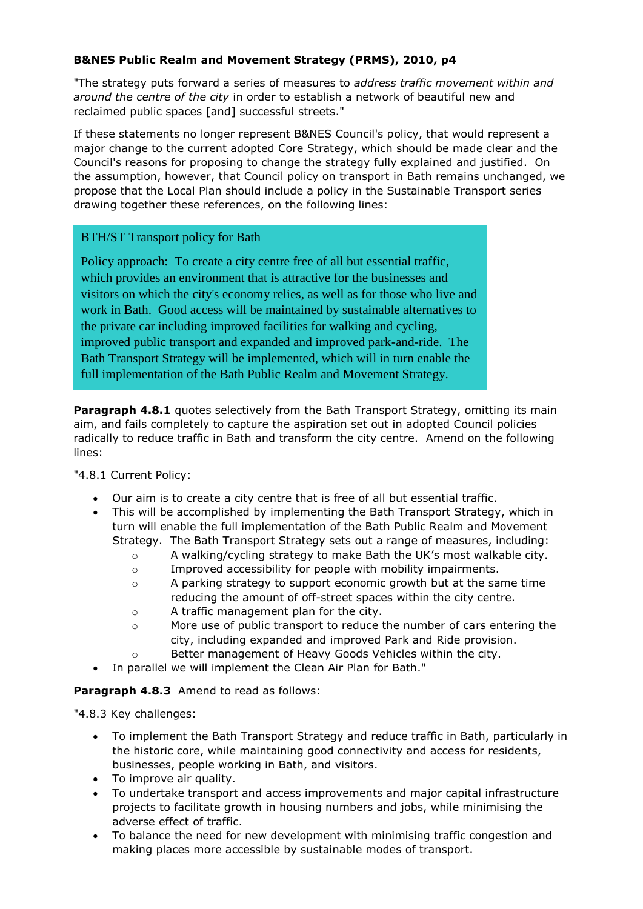**B&NES Public Realm and Movement Strategy (PRMS), 2010, p4**

"The strategy puts forward a series of measures to *address traffic movement within and around the centre of the city* in order to establish a network of beautiful new and reclaimed public spaces [and] successful streets."

If these statements no longer represent B&NES Council's policy, that would represent a major change to the current adopted Core Strategy, which should be made clear and the Council's reasons for proposing to change the strategy fully explained and justified. On the assumption, however, that Council policy on transport in Bath remains unchanged, we propose that the Local Plan should include a policy in the Sustainable Transport series drawing together these references, on the following lines:

> BTH/ST Transport policy for Bath
>
> Policy approach: To create a city centre free of all but essential traffic, which provides an environment that is attractive for the businesses and visitors on which the city's economy relies, as well as for those who live and work in Bath. Good access will be maintained by sustainable alternatives to the private car including improved facilities for walking and cycling, improved public transport and expanded and improved park-and-ride. The Bath Transport Strategy will be implemented, which will in turn enable the full implementation of the Bath Public Realm and Movement Strategy.

**Paragraph 4.8.1** quotes selectively from the Bath Transport Strategy, omitting its main aim, and fails completely to capture the aspiration set out in adopted Council policies radically to reduce traffic in Bath and transform the city centre. Amend on the following lines:

"4.8.1 Current Policy:

- Our aim is to create a city centre that is free of all but essential traffic.
- This will be accomplished by implementing the Bath Transport Strategy, which in turn will enable the full implementation of the Bath Public Realm and Movement Strategy. The Bath Transport Strategy sets out a range of measures, including:
  - A walking/cycling strategy to make Bath the UK's most walkable city.
  - Improved accessibility for people with mobility impairments.
  - A parking strategy to support economic growth but at the same time reducing the amount of off-street spaces within the city centre.
  - A traffic management plan for the city.
  - More use of public transport to reduce the number of cars entering the city, including expanded and improved Park and Ride provision.
  - Better management of Heavy Goods Vehicles within the city.
- In parallel we will implement the Clean Air Plan for Bath."

**Paragraph 4.8.3** Amend to read as follows:

"4.8.3 Key challenges:

- To implement the Bath Transport Strategy and reduce traffic in Bath, particularly in the historic core, while maintaining good connectivity and access for residents, businesses, people working in Bath, and visitors.
- To improve air quality.
- To undertake transport and access improvements and major capital infrastructure projects to facilitate growth in housing numbers and jobs, while minimising the adverse effect of traffic.
- To balance the need for new development with minimising traffic congestion and making places more accessible by sustainable modes of transport.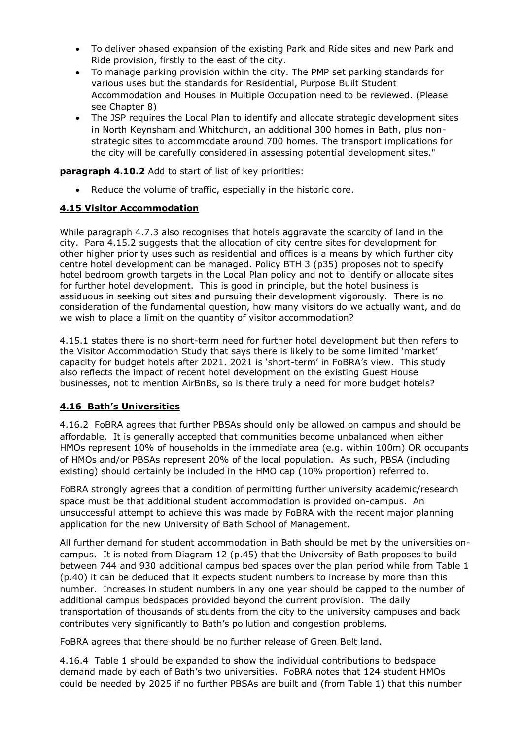- To deliver phased expansion of the existing Park and Ride sites and new Park and Ride provision, firstly to the east of the city.
- To manage parking provision within the city. The PMP set parking standards for various uses but the standards for Residential, Purpose Built Student Accommodation and Houses in Multiple Occupation need to be reviewed. (Please see Chapter 8)
- The JSP requires the Local Plan to identify and allocate strategic development sites in North Keynsham and Whitchurch, an additional 300 homes in Bath, plus non-strategic sites to accommodate around 700 homes. The transport implications for the city will be carefully considered in assessing potential development sites."

**paragraph 4.10.2** Add to start of list of key priorities:

- Reduce the volume of traffic, especially in the historic core.

## **4.15 Visitor Accommodation**

While paragraph 4.7.3 also recognises that hotels aggravate the scarcity of land in the city. Para 4.15.2 suggests that the allocation of city centre sites for development for other higher priority uses such as residential and offices is a means by which further city centre hotel development can be managed. Policy BTH 3 (p35) proposes not to specify hotel bedroom growth targets in the Local Plan policy and not to identify or allocate sites for further hotel development. This is good in principle, but the hotel business is assiduous in seeking out sites and pursuing their development vigorously. There is no consideration of the fundamental question, how many visitors do we actually want, and do we wish to place a limit on the quantity of visitor accommodation?

4.15.1 states there is no short-term need for further hotel development but then refers to the Visitor Accommodation Study that says there is likely to be some limited 'market' capacity for budget hotels after 2021. 2021 is 'short-term' in FoBRA's view. This study also reflects the impact of recent hotel development on the existing Guest House businesses, not to mention AirBnBs, so is there truly a need for more budget hotels?

## **4.16 Bath's Universities**

4.16.2 FoBRA agrees that further PBSAs should only be allowed on campus and should be affordable. It is generally accepted that communities become unbalanced when either HMOs represent 10% of households in the immediate area (e.g. within 100m) OR occupants of HMOs and/or PBSAs represent 20% of the local population. As such, PBSA (including existing) should certainly be included in the HMO cap (10% proportion) referred to.

FoBRA strongly agrees that a condition of permitting further university academic/research space must be that additional student accommodation is provided on-campus. An unsuccessful attempt to achieve this was made by FoBRA with the recent major planning application for the new University of Bath School of Management.

All further demand for student accommodation in Bath should be met by the universities on-campus. It is noted from Diagram 12 (p.45) that the University of Bath proposes to build between 744 and 930 additional campus bed spaces over the plan period while from Table 1 (p.40) it can be deduced that it expects student numbers to increase by more than this number. Increases in student numbers in any one year should be capped to the number of additional campus bedspaces provided beyond the current provision. The daily transportation of thousands of students from the city to the university campuses and back contributes very significantly to Bath's pollution and congestion problems.

FoBRA agrees that there should be no further release of Green Belt land.

4.16.4 Table 1 should be expanded to show the individual contributions to bedspace demand made by each of Bath's two universities. FoBRA notes that 124 student HMOs could be needed by 2025 if no further PBSAs are built and (from Table 1) that this number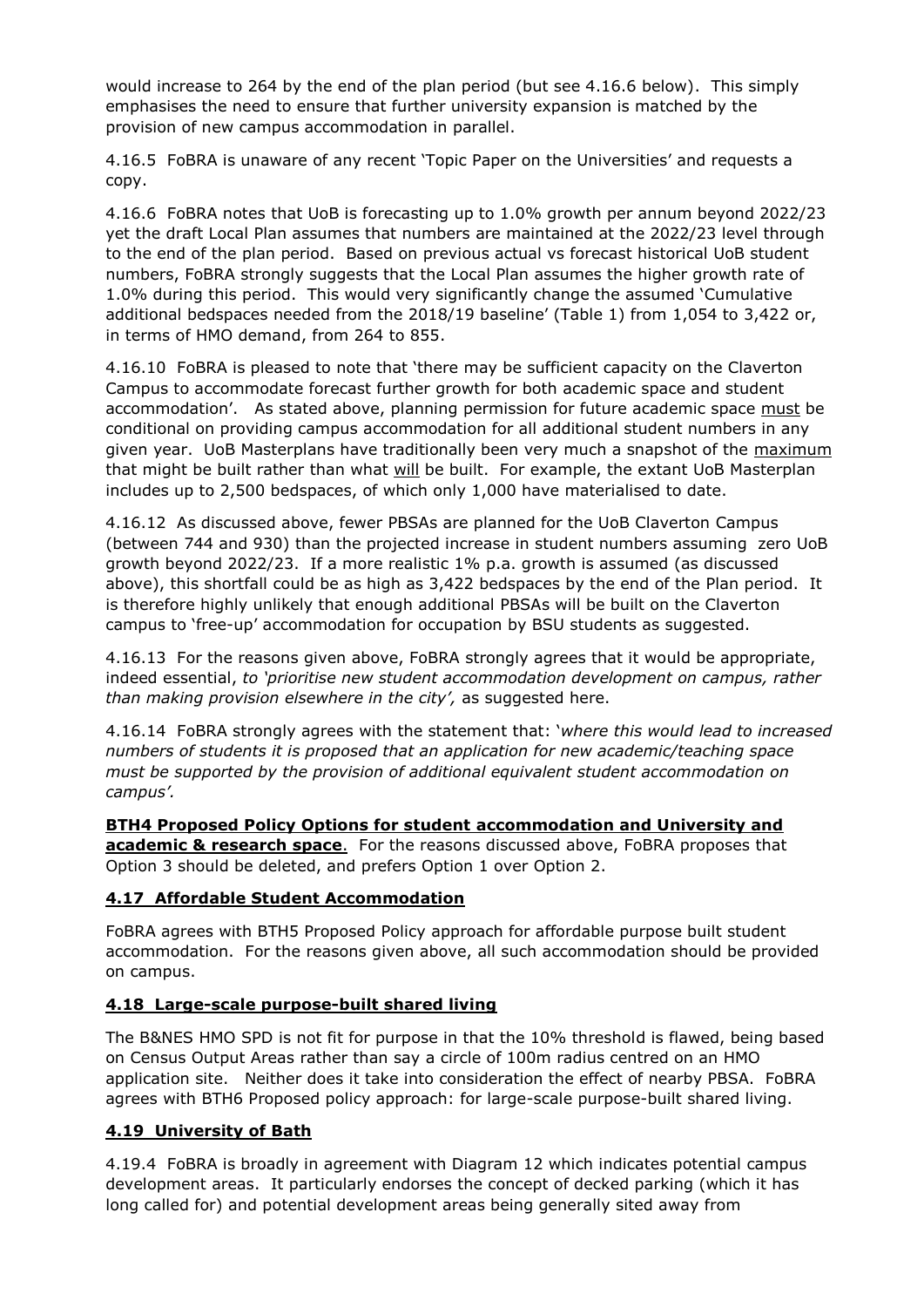would increase to 264 by the end of the plan period (but see 4.16.6 below). This simply emphasises the need to ensure that further university expansion is matched by the provision of new campus accommodation in parallel.

4.16.5 FoBRA is unaware of any recent 'Topic Paper on the Universities' and requests a copy.

4.16.6 FoBRA notes that UoB is forecasting up to 1.0% growth per annum beyond 2022/23 yet the draft Local Plan assumes that numbers are maintained at the 2022/23 level through to the end of the plan period. Based on previous actual vs forecast historical UoB student numbers, FoBRA strongly suggests that the Local Plan assumes the higher growth rate of 1.0% during this period. This would very significantly change the assumed 'Cumulative additional bedspaces needed from the 2018/19 baseline' (Table 1) from 1,054 to 3,422 or, in terms of HMO demand, from 264 to 855.

4.16.10 FoBRA is pleased to note that 'there may be sufficient capacity on the Claverton Campus to accommodate forecast further growth for both academic space and student accommodation'. As stated above, planning permission for future academic space <u>must</u> be conditional on providing campus accommodation for all additional student numbers in any given year. UoB Masterplans have traditionally been very much a snapshot of the <u>maximum</u> that might be built rather than what <u>will</u> be built. For example, the extant UoB Masterplan includes up to 2,500 bedspaces, of which only 1,000 have materialised to date.

4.16.12 As discussed above, fewer PBSAs are planned for the UoB Claverton Campus (between 744 and 930) than the projected increase in student numbers assuming zero UoB growth beyond 2022/23. If a more realistic 1% p.a. growth is assumed (as discussed above), this shortfall could be as high as 3,422 bedspaces by the end of the Plan period. It is therefore highly unlikely that enough additional PBSAs will be built on the Claverton campus to 'free-up' accommodation for occupation by BSU students as suggested.

4.16.13 For the reasons given above, FoBRA strongly agrees that it would be appropriate, indeed essential, *to 'prioritise new student accommodation development on campus, rather than making provision elsewhere in the city',* as suggested here.

4.16.14 FoBRA strongly agrees with the statement that: '*where this would lead to increased numbers of students it is proposed that an application for new academic/teaching space must be supported by the provision of additional equivalent student accommodation on campus'.*

**<u>BTH4 Proposed Policy Options for student accommodation and University and academic & research space</u>**. For the reasons discussed above, FoBRA proposes that Option 3 should be deleted, and prefers Option 1 over Option 2.

### <u>4.17 Affordable Student Accommodation</u>

FoBRA agrees with BTH5 Proposed Policy approach for affordable purpose built student accommodation. For the reasons given above, all such accommodation should be provided on campus.

### <u>4.18 Large-scale purpose-built shared living</u>

The B&NES HMO SPD is not fit for purpose in that the 10% threshold is flawed, being based on Census Output Areas rather than say a circle of 100m radius centred on an HMO application site. Neither does it take into consideration the effect of nearby PBSA. FoBRA agrees with BTH6 Proposed policy approach: for large-scale purpose-built shared living.

### <u>4.19 University of Bath</u>

4.19.4 FoBRA is broadly in agreement with Diagram 12 which indicates potential campus development areas. It particularly endorses the concept of decked parking (which it has long called for) and potential development areas being generally sited away from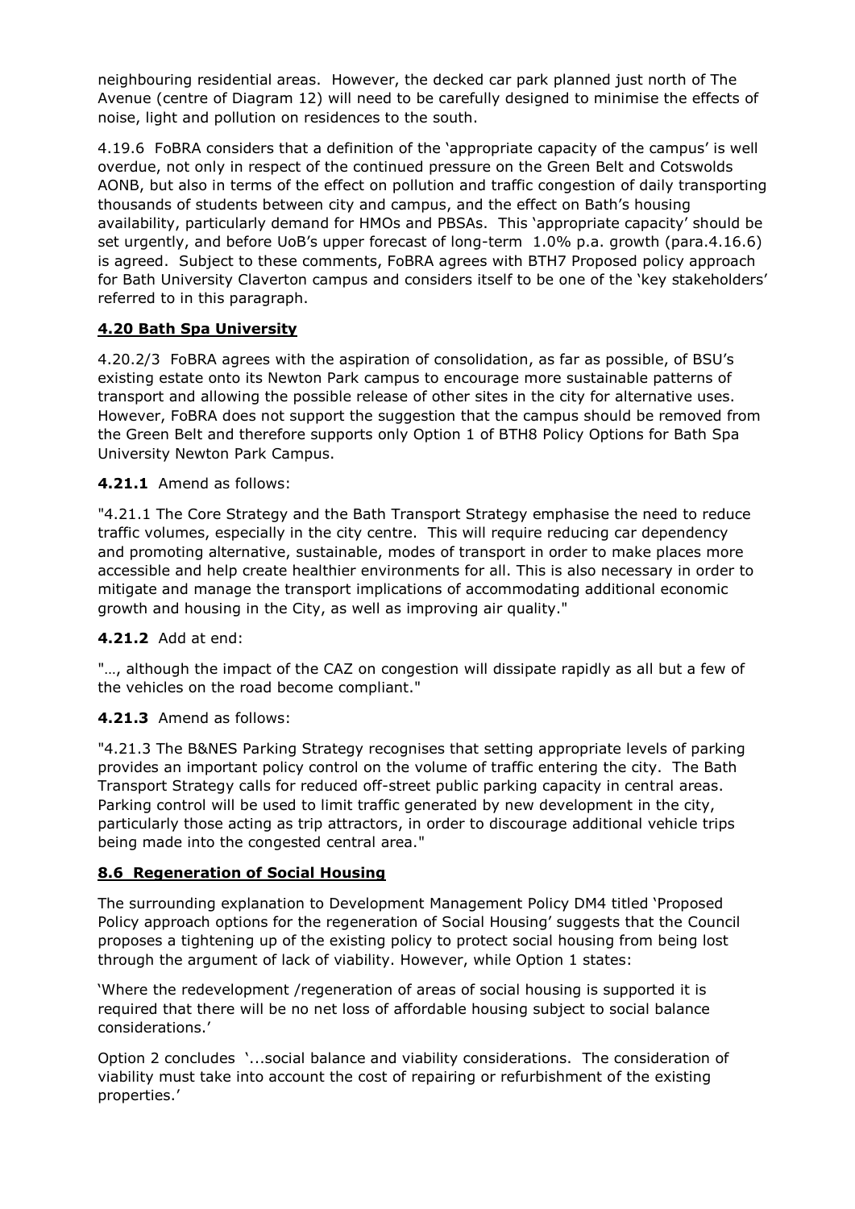neighbouring residential areas. However, the decked car park planned just north of The Avenue (centre of Diagram 12) will need to be carefully designed to minimise the effects of noise, light and pollution on residences to the south.

4.19.6 FoBRA considers that a definition of the 'appropriate capacity of the campus' is well overdue, not only in respect of the continued pressure on the Green Belt and Cotswolds AONB, but also in terms of the effect on pollution and traffic congestion of daily transporting thousands of students between city and campus, and the effect on Bath's housing availability, particularly demand for HMOs and PBSAs. This 'appropriate capacity' should be set urgently, and before UoB's upper forecast of long-term 1.0% p.a. growth (para.4.16.6) is agreed. Subject to these comments, FoBRA agrees with BTH7 Proposed policy approach for Bath University Claverton campus and considers itself to be one of the 'key stakeholders' referred to in this paragraph.

## 4.20 Bath Spa University

4.20.2/3 FoBRA agrees with the aspiration of consolidation, as far as possible, of BSU's existing estate onto its Newton Park campus to encourage more sustainable patterns of transport and allowing the possible release of other sites in the city for alternative uses. However, FoBRA does not support the suggestion that the campus should be removed from the Green Belt and therefore supports only Option 1 of BTH8 Policy Options for Bath Spa University Newton Park Campus.

**4.21.1** Amend as follows:

"4.21.1 The Core Strategy and the Bath Transport Strategy emphasise the need to reduce traffic volumes, especially in the city centre. This will require reducing car dependency and promoting alternative, sustainable, modes of transport in order to make places more accessible and help create healthier environments for all. This is also necessary in order to mitigate and manage the transport implications of accommodating additional economic growth and housing in the City, as well as improving air quality."

**4.21.2** Add at end:

"…, although the impact of the CAZ on congestion will dissipate rapidly as all but a few of the vehicles on the road become compliant."

**4.21.3** Amend as follows:

"4.21.3 The B&NES Parking Strategy recognises that setting appropriate levels of parking provides an important policy control on the volume of traffic entering the city. The Bath Transport Strategy calls for reduced off-street public parking capacity in central areas. Parking control will be used to limit traffic generated by new development in the city, particularly those acting as trip attractors, in order to discourage additional vehicle trips being made into the congested central area."

## 8.6 Regeneration of Social Housing

The surrounding explanation to Development Management Policy DM4 titled 'Proposed Policy approach options for the regeneration of Social Housing' suggests that the Council proposes a tightening up of the existing policy to protect social housing from being lost through the argument of lack of viability. However, while Option 1 states:

'Where the redevelopment /regeneration of areas of social housing is supported it is required that there will be no net loss of affordable housing subject to social balance considerations.'

Option 2 concludes '...social balance and viability considerations. The consideration of viability must take into account the cost of repairing or refurbishment of the existing properties.'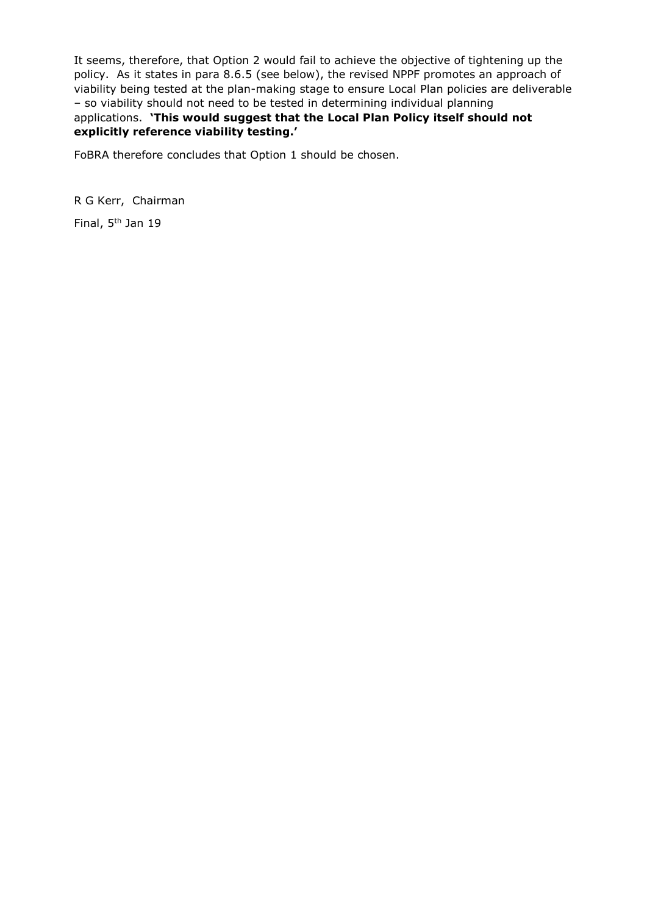It seems, therefore, that Option 2 would fail to achieve the objective of tightening up the policy. As it states in para 8.6.5 (see below), the revised NPPF promotes an approach of viability being tested at the plan-making stage to ensure Local Plan policies are deliverable – so viability should not need to be tested in determining individual planning applications. **'This would suggest that the Local Plan Policy itself should not explicitly reference viability testing.'**

FoBRA therefore concludes that Option 1 should be chosen.

R G Kerr, Chairman

Final, 5th Jan 19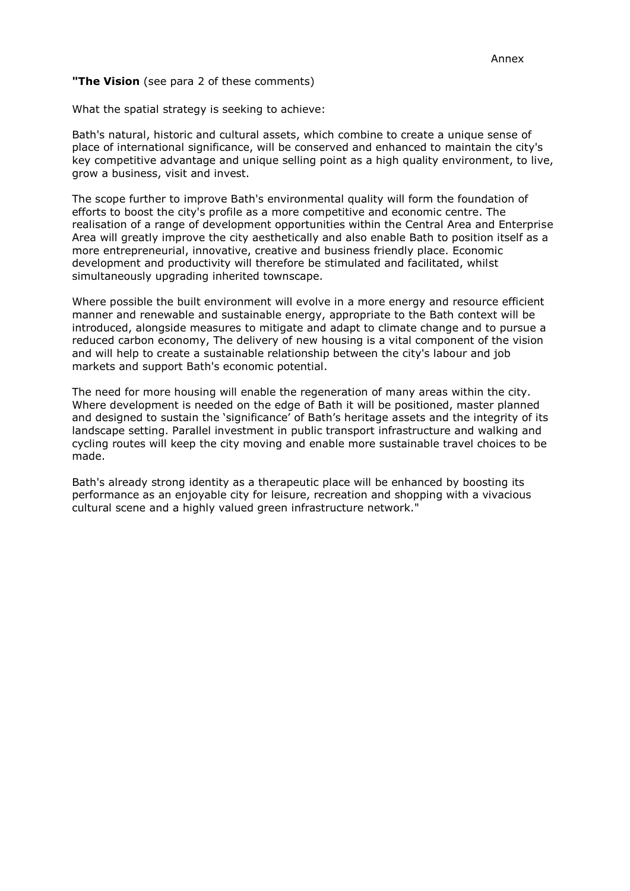Annex

**"The Vision** (see para 2 of these comments)

What the spatial strategy is seeking to achieve:

Bath's natural, historic and cultural assets, which combine to create a unique sense of place of international significance, will be conserved and enhanced to maintain the city's key competitive advantage and unique selling point as a high quality environment, to live, grow a business, visit and invest.

The scope further to improve Bath's environmental quality will form the foundation of efforts to boost the city's profile as a more competitive and economic centre. The realisation of a range of development opportunities within the Central Area and Enterprise Area will greatly improve the city aesthetically and also enable Bath to position itself as a more entrepreneurial, innovative, creative and business friendly place. Economic development and productivity will therefore be stimulated and facilitated, whilst simultaneously upgrading inherited townscape.

Where possible the built environment will evolve in a more energy and resource efficient manner and renewable and sustainable energy, appropriate to the Bath context will be introduced, alongside measures to mitigate and adapt to climate change and to pursue a reduced carbon economy, The delivery of new housing is a vital component of the vision and will help to create a sustainable relationship between the city's labour and job markets and support Bath's economic potential.

The need for more housing will enable the regeneration of many areas within the city. Where development is needed on the edge of Bath it will be positioned, master planned and designed to sustain the 'significance' of Bath's heritage assets and the integrity of its landscape setting. Parallel investment in public transport infrastructure and walking and cycling routes will keep the city moving and enable more sustainable travel choices to be made.

Bath's already strong identity as a therapeutic place will be enhanced by boosting its performance as an enjoyable city for leisure, recreation and shopping with a vivacious cultural scene and a highly valued green infrastructure network."